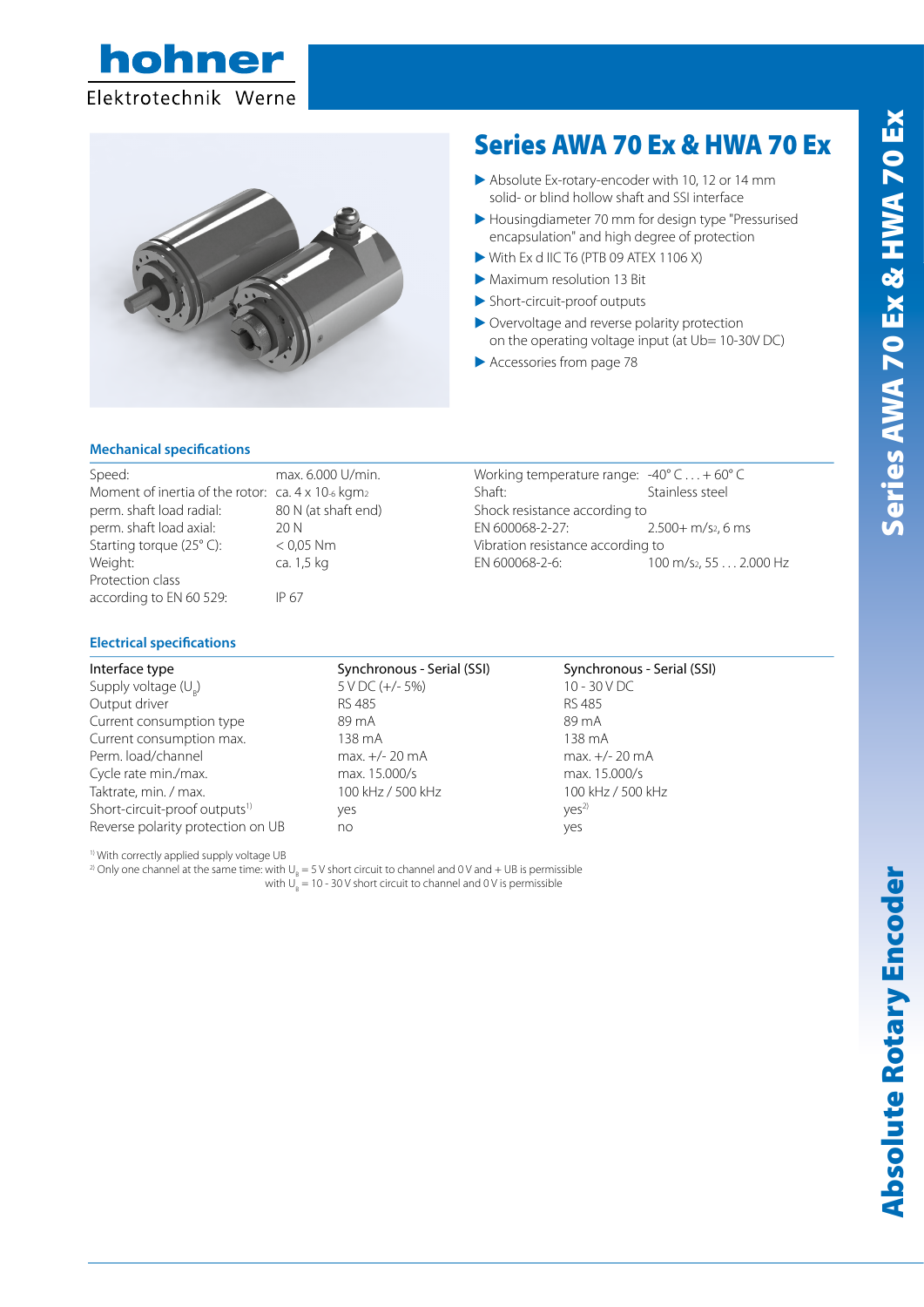# Series AWA 70 Ex & HWA 70 Ex

- Absolute Ex-rotary-encoder with 10, 12 or 14 mm solid- or blind hollow shaft and SSI interface
- Housingdiameter 70 mm for design type "Pressurised encapsulation" and high degree of protection
- With Ex d IIC T6 (PTB 09 ATEX 1106 X)
- Maximum resolution 13 Bit
- Short-circuit-proof outputs
- Overvoltage and reverse polarity protection on the operating voltage input (at Ub= 10-30V DC)
- Accessories from page 78

## Mechanical specifications

| | |
|---|---|
| Speed: | max. 6.000 U/min. |
| Moment of inertia of the rotor: | ca. 4 x $10^{-6}$ $kgm^2$ |
| perm. shaft load radial: | 80 N (at shaft end) |
| perm. shaft load axial: | 20 N |
| Starting torque (25° C): | < 0,05 Nm |
| Weight: | ca. 1,5 kg |
| Protection class according to EN 60 529: | IP 67 |
| Working temperature range: | -40° C . . . + 60° C |
| Shaft: | Stainless steel |
| Shock resistance according to EN 600068-2-27: | 2.500+ $m/s^2$, 6 ms |
| Vibration resistance according to EN 600068-2-6: | 100 $m/s^2$, 55 . . . 2.000 Hz |

## Electrical specifications

| Interface type | Synchronous - Serial (SSI) | Synchronous - Serial (SSI) |
|---|---|---|
| Supply voltage ($U_B$) | 5 V DC (+/- 5%) | 10 - 30 V DC |
| Output driver | RS 485 | RS 485 |
| Current consumption type | 89 mA | 89 mA |
| Current consumption max. | 138 mA | 138 mA |
| Perm. load/channel | max. +/- 20 mA | max. +/- 20 mA |
| Cycle rate min./max. | max. 15.000/s | max. 15.000/s |
| Taktrate, min. / max. | 100 kHz / 500 kHz | 100 kHz / 500 kHz |
| Short-circuit-proof outputs[1] | yes | yes[2] |
| Reverse polarity protection on UB | no | yes |

[1] With correctly applied supply voltage UB
[2] Only one channel at the same time: with $U_B$ = 5 V short circuit to channel and 0 V and + UB is permissible
with $U_B$ = 10 - 30 V short circuit to channel and 0 V is permissible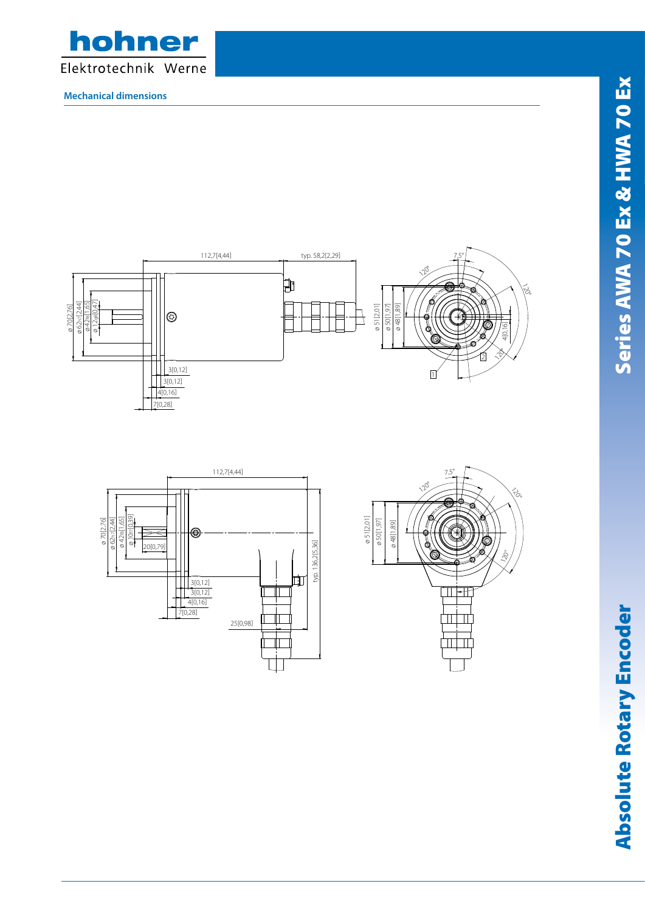## Mechanical dimensions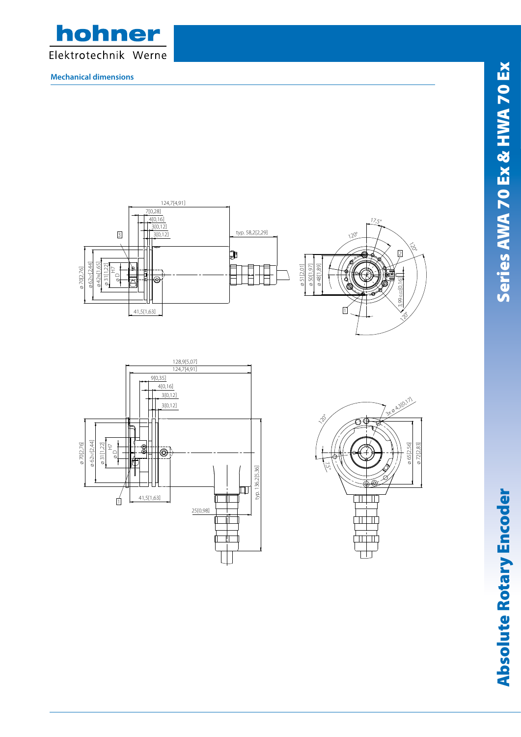## Mechanical dimensions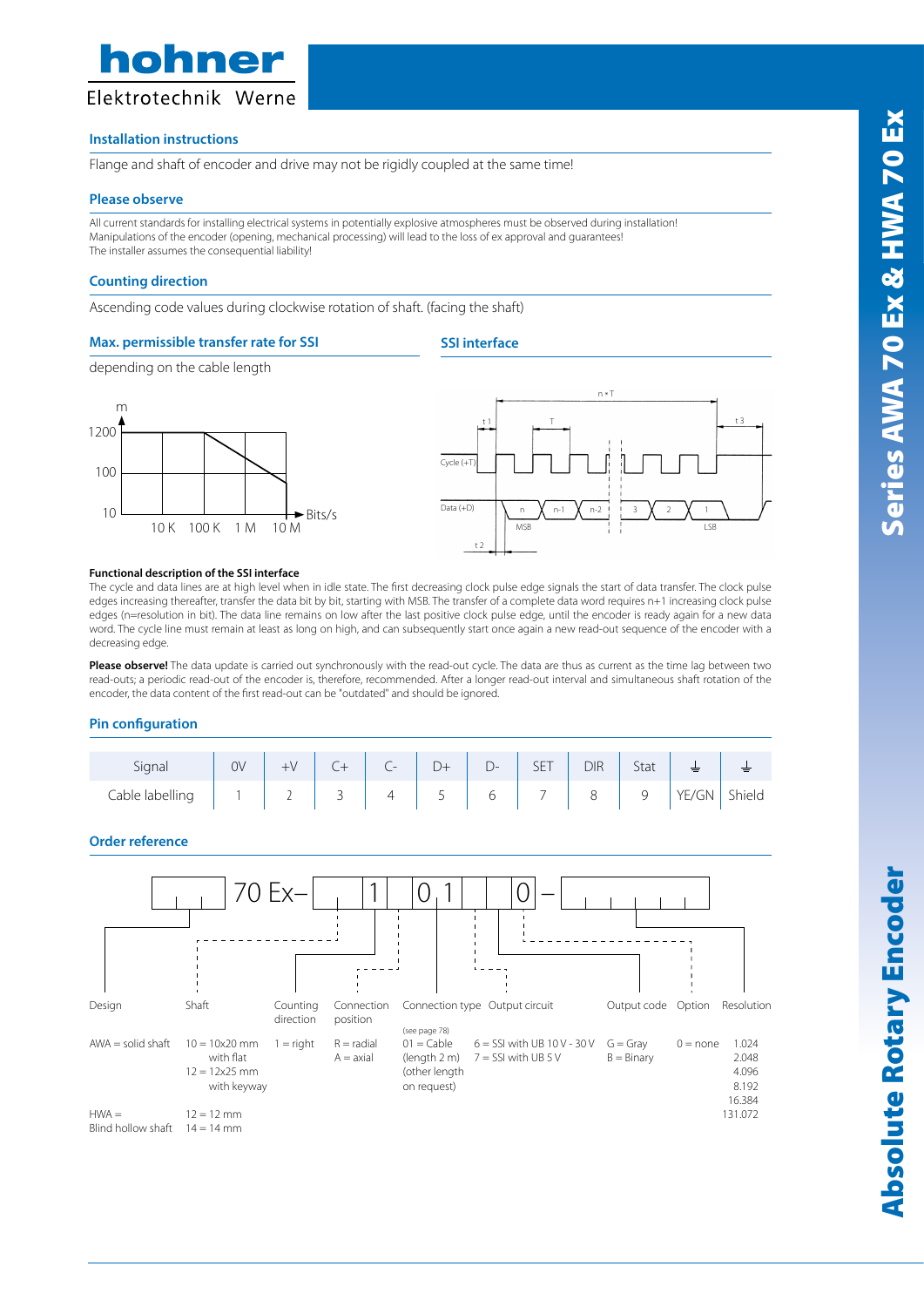## Installation instructions

Flange and shaft of encoder and drive may not be rigidly coupled at the same time!

## Please observe

All current standards for installing electrical systems in potentially explosive atmospheres must be observed during installation!
Manipulations of the encoder (opening, mechanical processing) will lead to the loss of ex approval and guarantees!
The installer assumes the consequential liability!

## Counting direction

Ascending code values during clockwise rotation of shaft. (facing the shaft)

## Max. permissible transfer rate for SSI

depending on the cable length

m
1200
100
10
10 K 100 K 1 M 10 M
Bits/s

## SSI interface

n • T
t 1
T
t 3
Cycle (+T)
Data (+D)
n
n-1
n-2
3
2
1
MSB
LSB
t 2

**Functional description of the SSI interface**

The cycle and data lines are at high level when in idle state. The first decreasing clock pulse edge signals the start of data transfer. The clock pulse edges increasing thereafter, transfer the data bit by bit, starting with MSB. The transfer of a complete data word requires n+1 increasing clock pulse edges (n=resolution in bit). The data line remains on low after the last positive clock pulse edge, until the encoder is ready again for a new data word. The cycle line must remain at least as long on high, and can subsequently start once again a new read-out sequence of the encoder with a decreasing edge.

**Please observe!** The data update is carried out synchronously with the read-out cycle. The data are thus as current as the time lag between two read-outs; a periodic read-out of the encoder is, therefore, recommended. After a longer read-out interval and simultaneous shaft rotation of the encoder, the data content of the first read-out can be "outdated" and should be ignored.

## Pin configuration

| Signal | 0V | +V | C+ | C- | D+ | D- | SET | DIR | Stat | ⏚ | ⏚ |
|---|---|---|---|---|---|---|---|---|---|---|---|
| Cable labelling | 1 | 2 | 3 | 4 | 5 | 6 | 7 | 8 | 9 | YE/GN | Shield |

## Order reference

☐☐ 70 Ex– ☐ 1 ☐ 0 1 ☐ ☐ 0 – ☐☐☐☐☐☐

| Design | Shaft | Counting direction | Connection position | Connection type (see page 78) | Output circuit | Output code | Option | Resolution |
|---|---|---|---|---|---|---|---|---|
| AWA = solid shaft | 10 = 10x20 mm with flat<br>12 = 12x25 mm with keyway | 1 = right | R = radial<br>A = axial | 01 = Cable (length 2 m) (other length on request) | 6 = SSI with UB 10 V - 30 V<br>7 = SSI with UB 5 V | G = Gray<br>B = Binary | 0 = none | 1.024<br>2.048<br>4.096<br>8.192<br>16.384<br>131.072 |
| HWA = Blind hollow shaft | 12 = 12 mm<br>14 = 14 mm | | | | | | | |